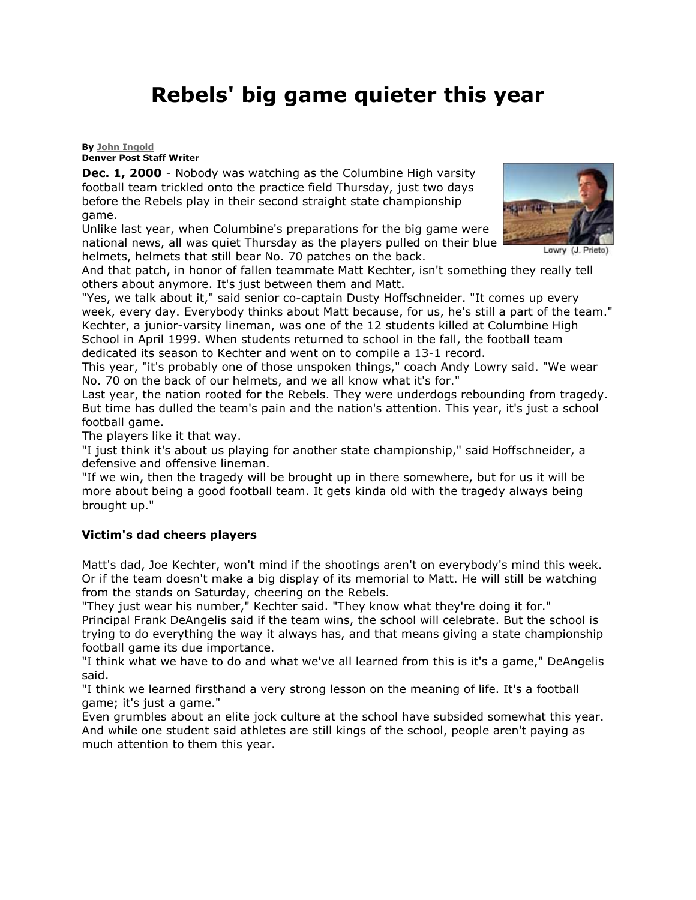# Rebels' big game quieter this year

**By** John Ingold
**Denver Post Staff Writer**

**Dec. 1, 2000** - Nobody was watching as the Columbine High varsity football team trickled onto the practice field Thursday, just two days before the Rebels play in their second straight state championship game.

Unlike last year, when Columbine's preparations for the big game were national news, all was quiet Thursday as the players pulled on their blue helmets, helmets that still bear No. 70 patches on the back.

Lowry (J. Prieto)

And that patch, in honor of fallen teammate Matt Kechter, isn't something they really tell others about anymore. It's just between them and Matt.

"Yes, we talk about it," said senior co-captain Dusty Hoffschneider. "It comes up every week, every day. Everybody thinks about Matt because, for us, he's still a part of the team."

Kechter, a junior-varsity lineman, was one of the 12 students killed at Columbine High School in April 1999. When students returned to school in the fall, the football team dedicated its season to Kechter and went on to compile a 13-1 record.

This year, "it's probably one of those unspoken things," coach Andy Lowry said. "We wear No. 70 on the back of our helmets, and we all know what it's for."

Last year, the nation rooted for the Rebels. They were underdogs rebounding from tragedy. But time has dulled the team's pain and the nation's attention. This year, it's just a school football game.

The players like it that way.

"I just think it's about us playing for another state championship," said Hoffschneider, a defensive and offensive lineman.

"If we win, then the tragedy will be brought up in there somewhere, but for us it will be more about being a good football team. It gets kinda old with the tragedy always being brought up."

### Victim's dad cheers players

Matt's dad, Joe Kechter, won't mind if the shootings aren't on everybody's mind this week. Or if the team doesn't make a big display of its memorial to Matt. He will still be watching from the stands on Saturday, cheering on the Rebels.

"They just wear his number," Kechter said. "They know what they're doing it for."

Principal Frank DeAngelis said if the team wins, the school will celebrate. But the school is trying to do everything the way it always has, and that means giving a state championship football game its due importance.

"I think what we have to do and what we've all learned from this is it's a game," DeAngelis said.

"I think we learned firsthand a very strong lesson on the meaning of life. It's a football game; it's just a game."

Even grumbles about an elite jock culture at the school have subsided somewhat this year. And while one student said athletes are still kings of the school, people aren't paying as much attention to them this year.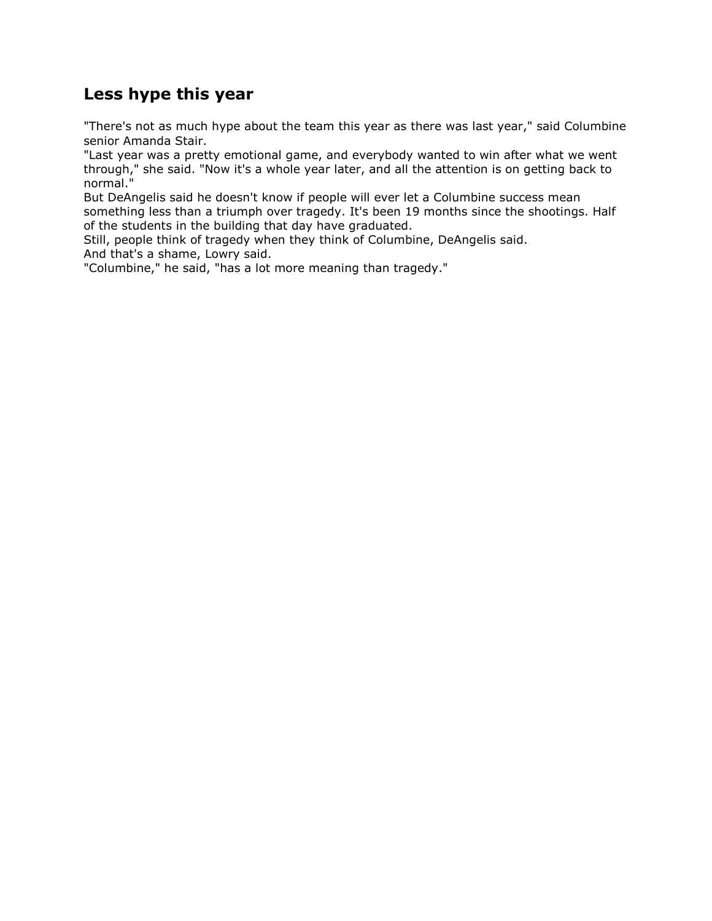## Less hype this year

"There's not as much hype about the team this year as there was last year," said Columbine senior Amanda Stair.

"Last year was a pretty emotional game, and everybody wanted to win after what we went through," she said. "Now it's a whole year later, and all the attention is on getting back to normal."

But DeAngelis said he doesn't know if people will ever let a Columbine success mean something less than a triumph over tragedy. It's been 19 months since the shootings. Half of the students in the building that day have graduated.

Still, people think of tragedy when they think of Columbine, DeAngelis said.

And that's a shame, Lowry said.

"Columbine," he said, "has a lot more meaning than tragedy."